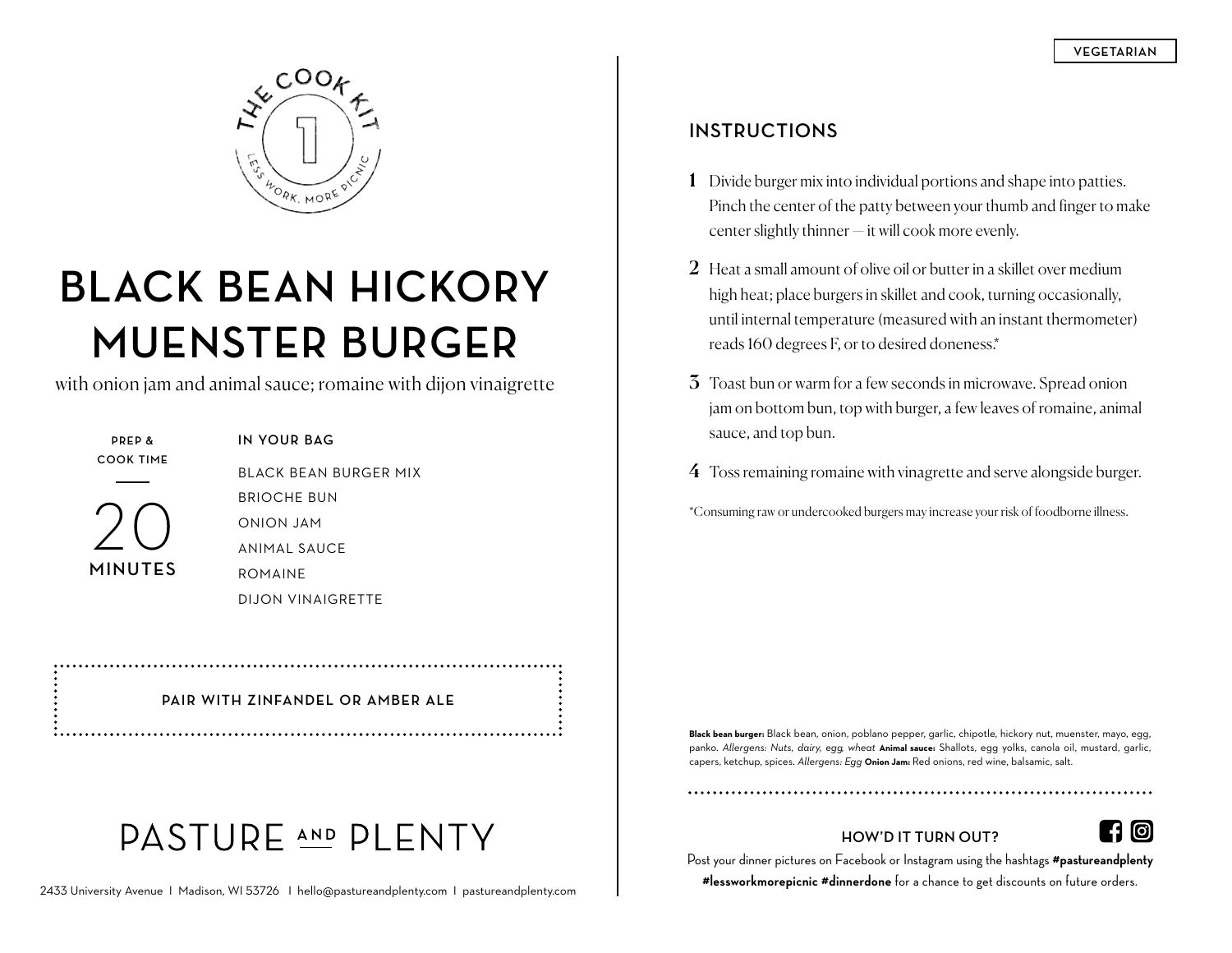THE COOK KIT 1

LESS WORK, MORE PICNIC

# BLACK BEAN HICKORY MUENSTER BURGER

with onion jam and animal sauce; romaine with dijon vinaigrette

**PREP & COOK TIME**

20 **MINUTES**

**IN YOUR BAG**

- BLACK BEAN BURGER MIX
- BRIOCHE BUN
- ONION JAM
- ANIMAL SAUCE
- ROMAINE
- DIJON VINAIGRETTE

**PAIR WITH ZINFANDEL OR AMBER ALE**

PASTURE AND PLENTY

2433 University Avenue | Madison, WI 53726 | hello@pastureandplenty.com | pastureandplenty.com

VEGETARIAN

## INSTRUCTIONS

1. Divide burger mix into individual portions and shape into patties. Pinch the center of the patty between your thumb and finger to make center slightly thinner — it will cook more evenly.
2. Heat a small amount of olive oil or butter in a skillet over medium high heat; place burgers in skillet and cook, turning occasionally, until internal temperature (measured with an instant thermometer) reads 160 degrees F, or to desired doneness.*
3. Toast bun or warm for a few seconds in microwave. Spread onion jam on bottom bun, top with burger, a few leaves of romaine, animal sauce, and top bun.
4. Toss remaining romaine with vinagrette and serve alongside burger.

*Consuming raw or undercooked burgers may increase your risk of foodborne illness.

**Black bean burger:** Black bean, onion, poblano pepper, garlic, chipotle, hickory nut, muenster, mayo, egg, panko. *Allergens: Nuts, dairy, egg, wheat* **Animal sauce:** Shallots, egg yolks, canola oil, mustard, garlic, capers, ketchup, spices. *Allergens: Egg* **Onion Jam:** Red onions, red wine, balsamic, salt.

**HOW'D IT TURN OUT?**

Post your dinner pictures on Facebook or Instagram using the hashtags **#pastureandplenty #lessworkmorepicnic #dinnerdone** for a chance to get discounts on future orders.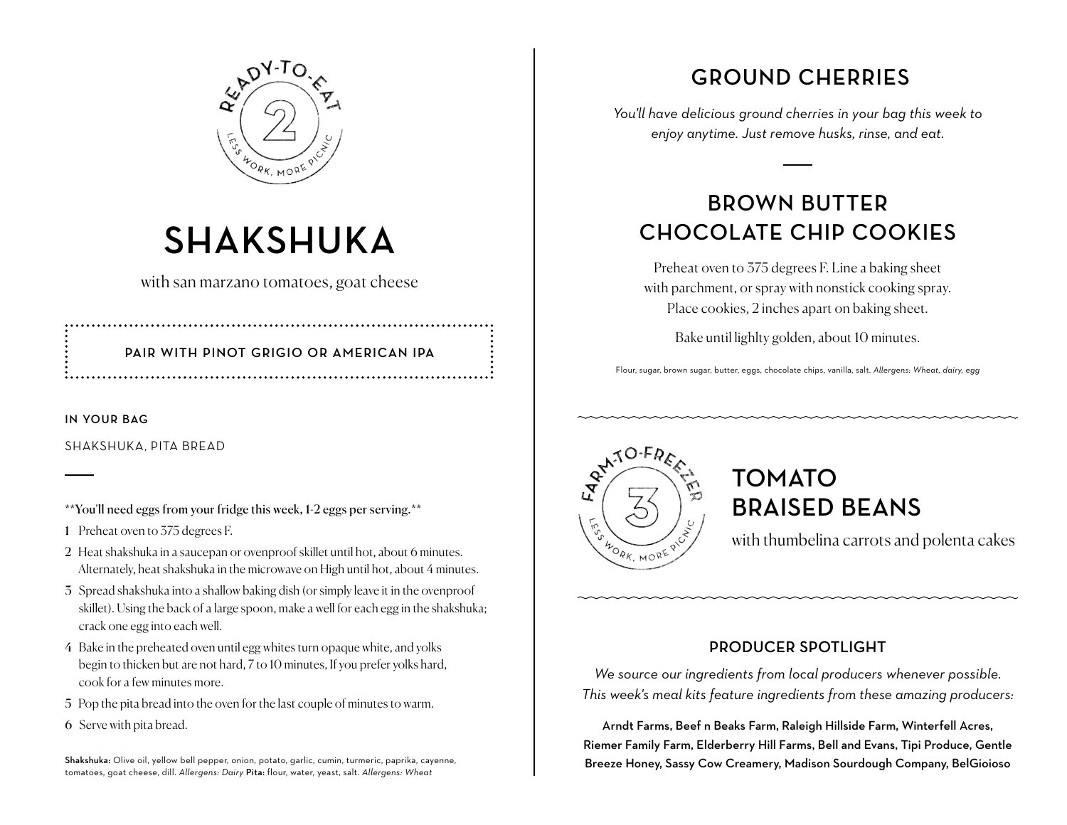READY-TO-EAT

2

LESS WORK, MORE PICNIC

# SHAKSHUKA

with san marzano tomatoes, goat cheese

**PAIR WITH PINOT GRIGIO OR AMERICAN IPA**

### IN YOUR BAG

SHAKSHUKA, PITA BREAD

---

**\*\*You'll need eggs from your fridge this week, 1-2 eggs per serving.\*\***

1. Preheat oven to 375 degrees F.
2. Heat shakshuka in a saucepan or ovenproof skillet until hot, about 6 minutes. Alternately, heat shakshuka in the microwave on High until hot, about 4 minutes.
3. Spread shakshuka into a shallow baking dish (or simply leave it in the ovenproof skillet). Using the back of a large spoon, make a well for each egg in the shakshuka; crack one egg into each well.
4. Bake in the preheated oven until egg whites turn opaque white, and yolks begin to thicken but are not hard, 7 to 10 minutes, If you prefer yolks hard, cook for a few minutes more.
5. Pop the pita bread into the oven for the last couple of minutes to warm.
6. Serve with pita bread.

**Shakshuka:** Olive oil, yellow bell pepper, onion, potato, garlic, cumin, turmeric, paprika, cayenne, tomatoes, goat cheese, dill. *Allergens: Dairy* **Pita:** flour, water, yeast, salt. *Allergens: Wheat*

## GROUND CHERRIES

*You'll have delicious ground cherries in your bag this week to enjoy anytime. Just remove husks, rinse, and eat.*

---

## BROWN BUTTER CHOCOLATE CHIP COOKIES

Preheat oven to 375 degrees F. Line a baking sheet with parchment, or spray with nonstick cooking spray. Place cookies, 2 inches apart on baking sheet.

Bake until lighlty golden, about 10 minutes.

Flour, sugar, brown sugar, butter, eggs, chocolate chips, vanilla, salt. *Allergens: Wheat, dairy, egg*

---

FARM-TO-FREEZER

3

LESS WORK, MORE PICNIC

## TOMATO BRAISED BEANS

with thumbelina carrots and polenta cakes

---

### PRODUCER SPOTLIGHT

*We source our ingredients from local producers whenever possible. This week's meal kits feature ingredients from these amazing producers:*

**Arndt Farms, Beef n Beaks Farm, Raleigh Hillside Farm, Winterfell Acres, Riemer Family Farm, Elderberry Hill Farms, Bell and Evans, Tipi Produce, Gentle Breeze Honey, Sassy Cow Creamery, Madison Sourdough Company, BelGioioso**